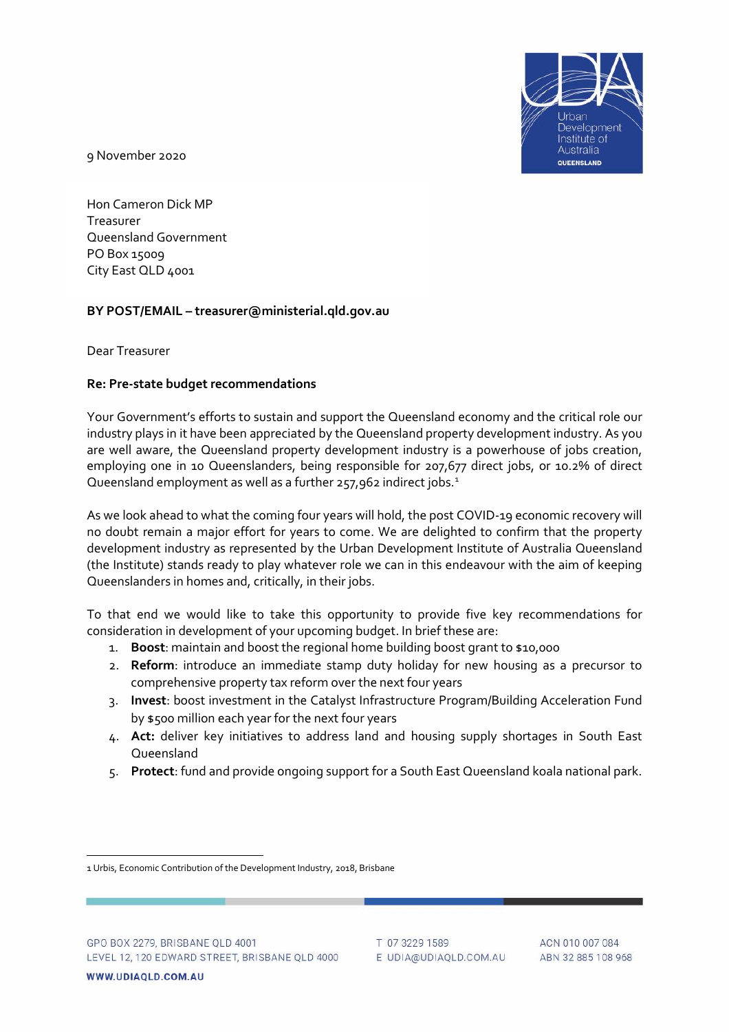9 November 2020

Hon Cameron Dick MP
Treasurer
Queensland Government
PO Box 15009
City East QLD 4001

**BY POST/EMAIL – treasurer@ministerial.qld.gov.au**

Dear Treasurer

**Re: Pre-state budget recommendations**

Your Government's efforts to sustain and support the Queensland economy and the critical role our industry plays in it have been appreciated by the Queensland property development industry. As you are well aware, the Queensland property development industry is a powerhouse of jobs creation, employing one in 10 Queenslanders, being responsible for 207,677 direct jobs, or 10.2% of direct Queensland employment as well as a further 257,962 indirect jobs.[1]

As we look ahead to what the coming four years will hold, the post COVID-19 economic recovery will no doubt remain a major effort for years to come. We are delighted to confirm that the property development industry as represented by the Urban Development Institute of Australia Queensland (the Institute) stands ready to play whatever role we can in this endeavour with the aim of keeping Queenslanders in homes and, critically, in their jobs.

To that end we would like to take this opportunity to provide five key recommendations for consideration in development of your upcoming budget. In brief these are:

1. **Boost**: maintain and boost the regional home building boost grant to $10,000
2. **Reform**: introduce an immediate stamp duty holiday for new housing as a precursor to comprehensive property tax reform over the next four years
3. **Invest**: boost investment in the Catalyst Infrastructure Program/Building Acceleration Fund by $500 million each year for the next four years
4. **Act:** deliver key initiatives to address land and housing supply shortages in South East Queensland
5. **Protect**: fund and provide ongoing support for a South East Queensland koala national park.

---

1 Urbis, Economic Contribution of the Development Industry, 2018, Brisbane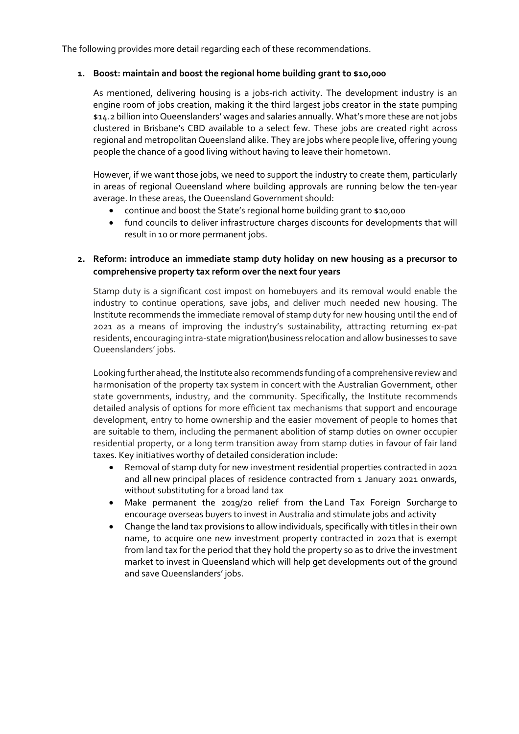The following provides more detail regarding each of these recommendations.

1. **Boost: maintain and boost the regional home building grant to $10,000**

   As mentioned, delivering housing is a jobs-rich activity. The development industry is an engine room of jobs creation, making it the third largest jobs creator in the state pumping $14.2 billion into Queenslanders' wages and salaries annually. What's more these are not jobs clustered in Brisbane's CBD available to a select few. These jobs are created right across regional and metropolitan Queensland alike. They are jobs where people live, offering young people the chance of a good living without having to leave their hometown.

   However, if we want those jobs, we need to support the industry to create them, particularly in areas of regional Queensland where building approvals are running below the ten-year average. In these areas, the Queensland Government should:

   - continue and boost the State's regional home building grant to $10,000
   - fund councils to deliver infrastructure charges discounts for developments that will result in 10 or more permanent jobs.

2. **Reform: introduce an immediate stamp duty holiday on new housing as a precursor to comprehensive property tax reform over the next four years**

   Stamp duty is a significant cost impost on homebuyers and its removal would enable the industry to continue operations, save jobs, and deliver much needed new housing. The Institute recommends the immediate removal of stamp duty for new housing until the end of 2021 as a means of improving the industry's sustainability, attracting returning ex-pat residents, encouraging intra-state migration\business relocation and allow businesses to save Queenslanders' jobs.

   Looking further ahead, the Institute also recommends funding of a comprehensive review and harmonisation of the property tax system in concert with the Australian Government, other state governments, industry, and the community. Specifically, the Institute recommends detailed analysis of options for more efficient tax mechanisms that support and encourage development, entry to home ownership and the easier movement of people to homes that are suitable to them, including the permanent abolition of stamp duties on owner occupier residential property, or a long term transition away from stamp duties in favour of fair land taxes. Key initiatives worthy of detailed consideration include:

   - Removal of stamp duty for new investment residential properties contracted in 2021 and all new principal places of residence contracted from 1 January 2021 onwards, without substituting for a broad land tax
   - Make permanent the 2019/20 relief from the Land Tax Foreign Surcharge to encourage overseas buyers to invest in Australia and stimulate jobs and activity
   - Change the land tax provisions to allow individuals, specifically with titles in their own name, to acquire one new investment property contracted in 2021 that is exempt from land tax for the period that they hold the property so as to drive the investment market to invest in Queensland which will help get developments out of the ground and save Queenslanders' jobs.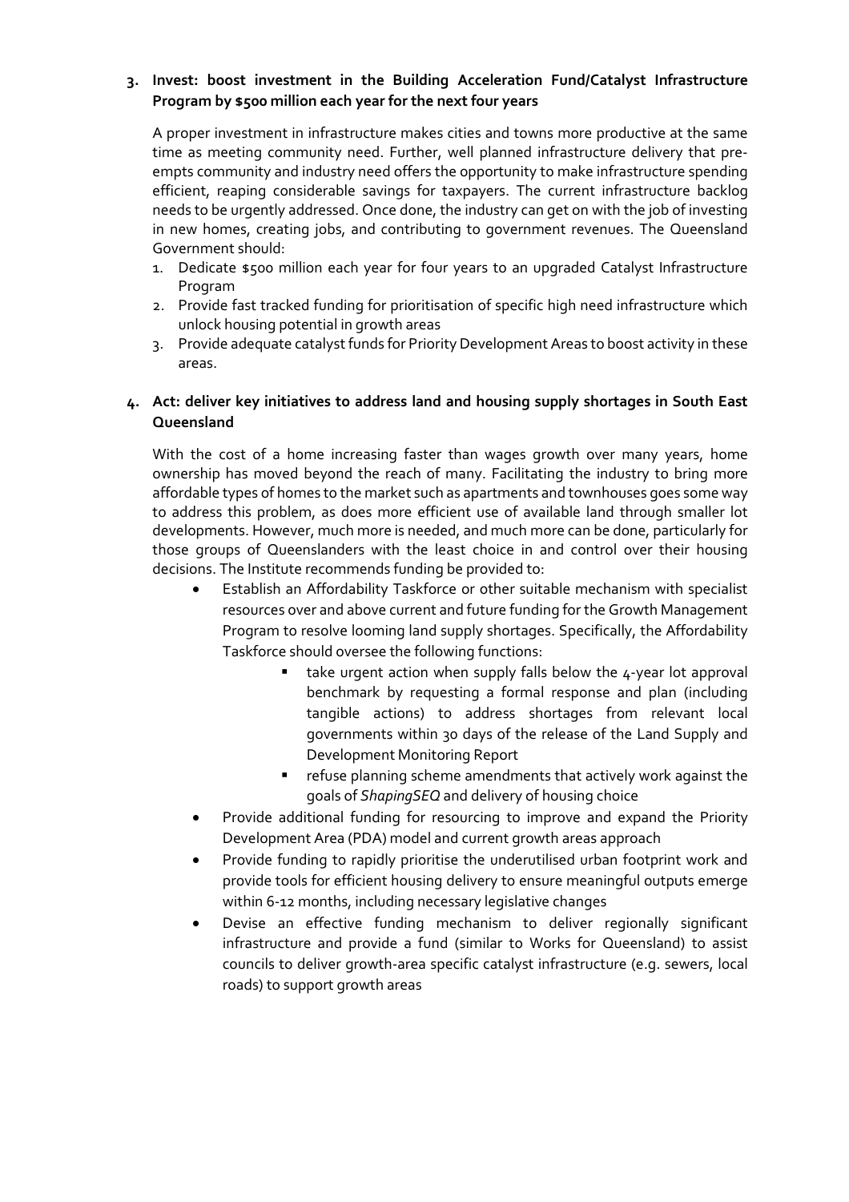**3. Invest: boost investment in the Building Acceleration Fund/Catalyst Infrastructure Program by $500 million each year for the next four years**

A proper investment in infrastructure makes cities and towns more productive at the same time as meeting community need. Further, well planned infrastructure delivery that pre-empts community and industry need offers the opportunity to make infrastructure spending efficient, reaping considerable savings for taxpayers. The current infrastructure backlog needs to be urgently addressed. Once done, the industry can get on with the job of investing in new homes, creating jobs, and contributing to government revenues. The Queensland Government should:

1. Dedicate $500 million each year for four years to an upgraded Catalyst Infrastructure Program
2. Provide fast tracked funding for prioritisation of specific high need infrastructure which unlock housing potential in growth areas
3. Provide adequate catalyst funds for Priority Development Areas to boost activity in these areas.

**4. Act: deliver key initiatives to address land and housing supply shortages in South East Queensland**

With the cost of a home increasing faster than wages growth over many years, home ownership has moved beyond the reach of many. Facilitating the industry to bring more affordable types of homes to the market such as apartments and townhouses goes some way to address this problem, as does more efficient use of available land through smaller lot developments. However, much more is needed, and much more can be done, particularly for those groups of Queenslanders with the least choice in and control over their housing decisions. The Institute recommends funding be provided to:

- Establish an Affordability Taskforce or other suitable mechanism with specialist resources over and above current and future funding for the Growth Management Program to resolve looming land supply shortages. Specifically, the Affordability Taskforce should oversee the following functions:
    - take urgent action when supply falls below the 4-year lot approval benchmark by requesting a formal response and plan (including tangible actions) to address shortages from relevant local governments within 30 days of the release of the Land Supply and Development Monitoring Report
    - refuse planning scheme amendments that actively work against the goals of *ShapingSEQ* and delivery of housing choice
- Provide additional funding for resourcing to improve and expand the Priority Development Area (PDA) model and current growth areas approach
- Provide funding to rapidly prioritise the underutilised urban footprint work and provide tools for efficient housing delivery to ensure meaningful outputs emerge within 6-12 months, including necessary legislative changes
- Devise an effective funding mechanism to deliver regionally significant infrastructure and provide a fund (similar to Works for Queensland) to assist councils to deliver growth-area specific catalyst infrastructure (e.g. sewers, local roads) to support growth areas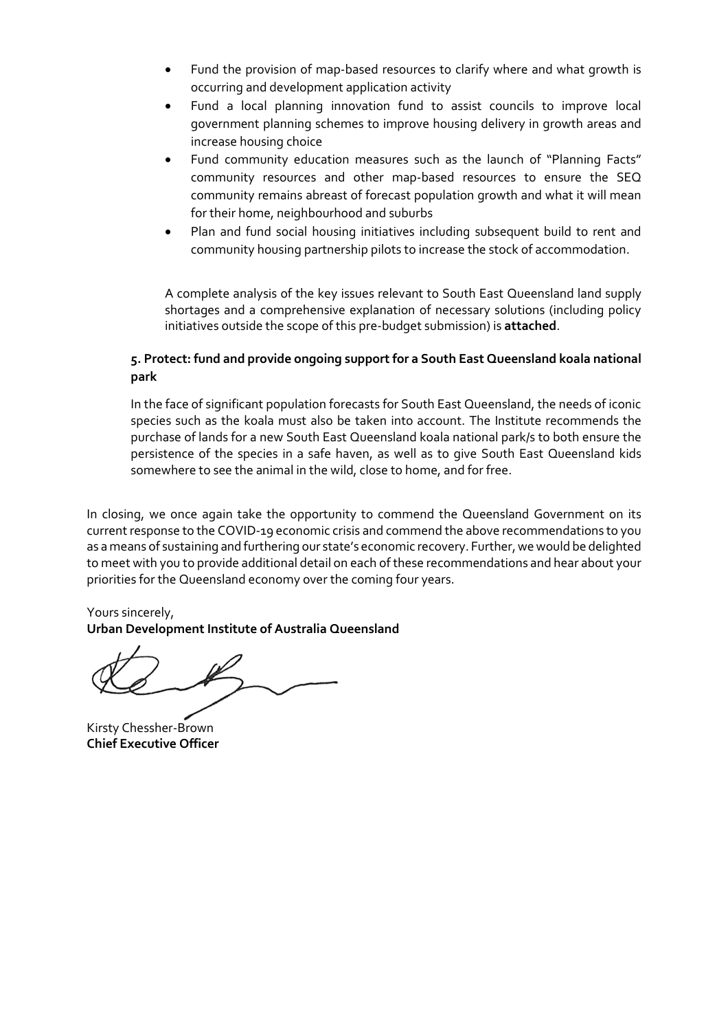- Fund the provision of map-based resources to clarify where and what growth is occurring and development application activity
- Fund a local planning innovation fund to assist councils to improve local government planning schemes to improve housing delivery in growth areas and increase housing choice
- Fund community education measures such as the launch of "Planning Facts" community resources and other map-based resources to ensure the SEQ community remains abreast of forecast population growth and what it will mean for their home, neighbourhood and suburbs
- Plan and fund social housing initiatives including subsequent build to rent and community housing partnership pilots to increase the stock of accommodation.

A complete analysis of the key issues relevant to South East Queensland land supply shortages and a comprehensive explanation of necessary solutions (including policy initiatives outside the scope of this pre-budget submission) is **attached**.

**5. Protect: fund and provide ongoing support for a South East Queensland koala national park**

In the face of significant population forecasts for South East Queensland, the needs of iconic species such as the koala must also be taken into account. The Institute recommends the purchase of lands for a new South East Queensland koala national park/s to both ensure the persistence of the species in a safe haven, as well as to give South East Queensland kids somewhere to see the animal in the wild, close to home, and for free.

In closing, we once again take the opportunity to commend the Queensland Government on its current response to the COVID-19 economic crisis and commend the above recommendations to you as a means of sustaining and furthering our state's economic recovery. Further, we would be delighted to meet with you to provide additional detail on each of these recommendations and hear about your priorities for the Queensland economy over the coming four years.

Yours sincerely,
**Urban Development Institute of Australia Queensland**

Kirsty Chessher-Brown
**Chief Executive Officer**